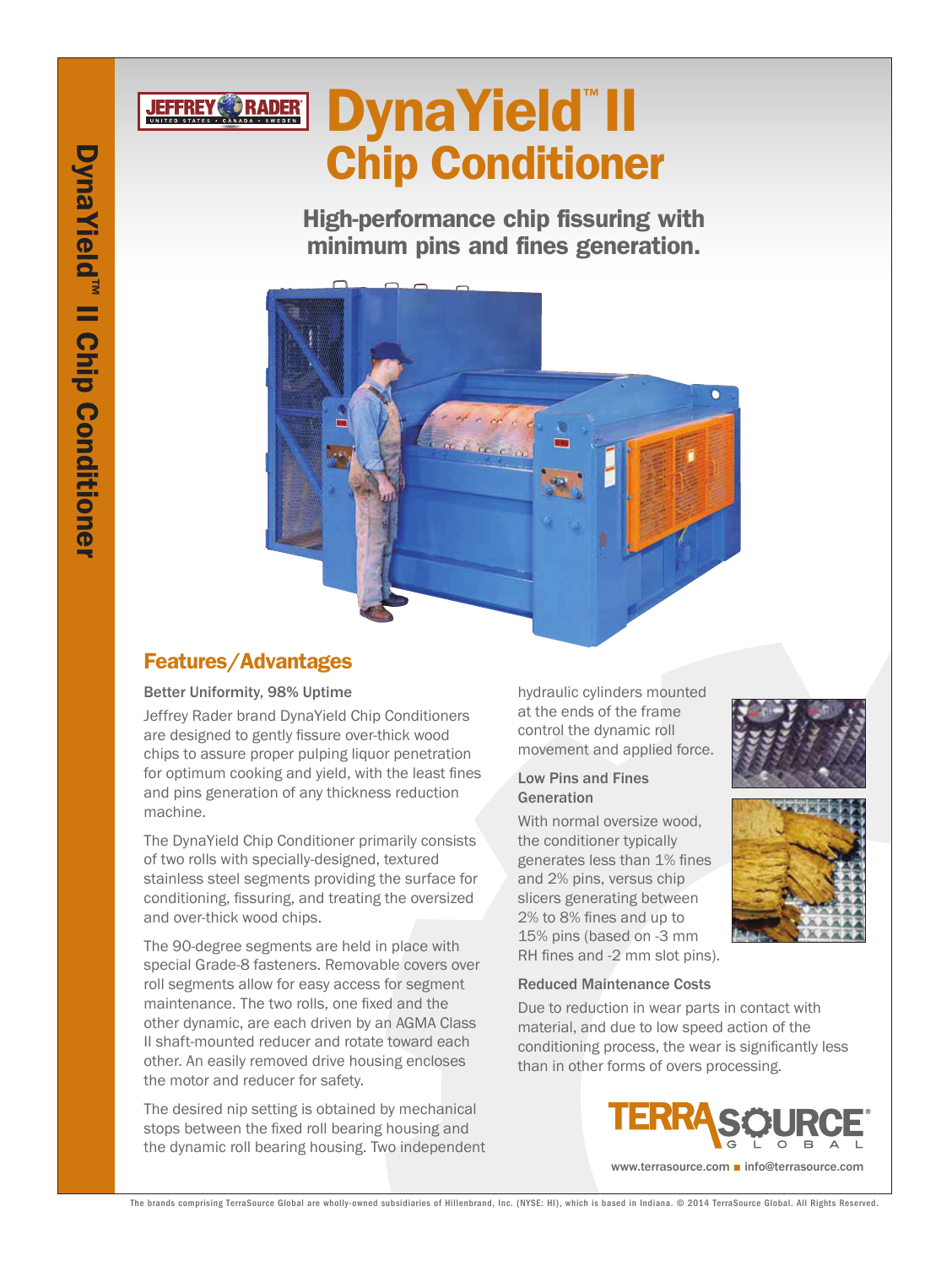# DynaYield™ II Chip Conditioner

**High-performance chip fissuring with minimum pins and fines generation.**

## Features/Advantages

### Better Uniformity, 98% Uptime

Jeffrey Rader brand DynaYield Chip Conditioners are designed to gently fissure over-thick wood chips to assure proper pulping liquor penetration for optimum cooking and yield, with the least fines and pins generation of any thickness reduction machine.

The DynaYield Chip Conditioner primarily consists of two rolls with specially-designed, textured stainless steel segments providing the surface for conditioning, fissuring, and treating the oversized and over-thick wood chips.

The 90-degree segments are held in place with special Grade-8 fasteners. Removable covers over roll segments allow for easy access for segment maintenance. The two rolls, one fixed and the other dynamic, are each driven by an AGMA Class II shaft-mounted reducer and rotate toward each other. An easily removed drive housing encloses the motor and reducer for safety.

The desired nip setting is obtained by mechanical stops between the fixed roll bearing housing and the dynamic roll bearing housing. Two independent hydraulic cylinders mounted at the ends of the frame control the dynamic roll movement and applied force.

### Low Pins and Fines Generation

With normal oversize wood, the conditioner typically generates less than 1% fines and 2% pins, versus chip slicers generating between 2% to 8% fines and up to 15% pins (based on -3 mm RH fines and -2 mm slot pins).

### Reduced Maintenance Costs

Due to reduction in wear parts in contact with material, and due to low speed action of the conditioning process, the wear is significantly less than in other forms of overs processing.

www.terrasource.com ■ info@terrasource.com

The brands comprising TerraSource Global are wholly-owned subsidiaries of Hillenbrand, Inc. (NYSE: HI), which is based in Indiana. © 2014 TerraSource Global. All Rights Reserved.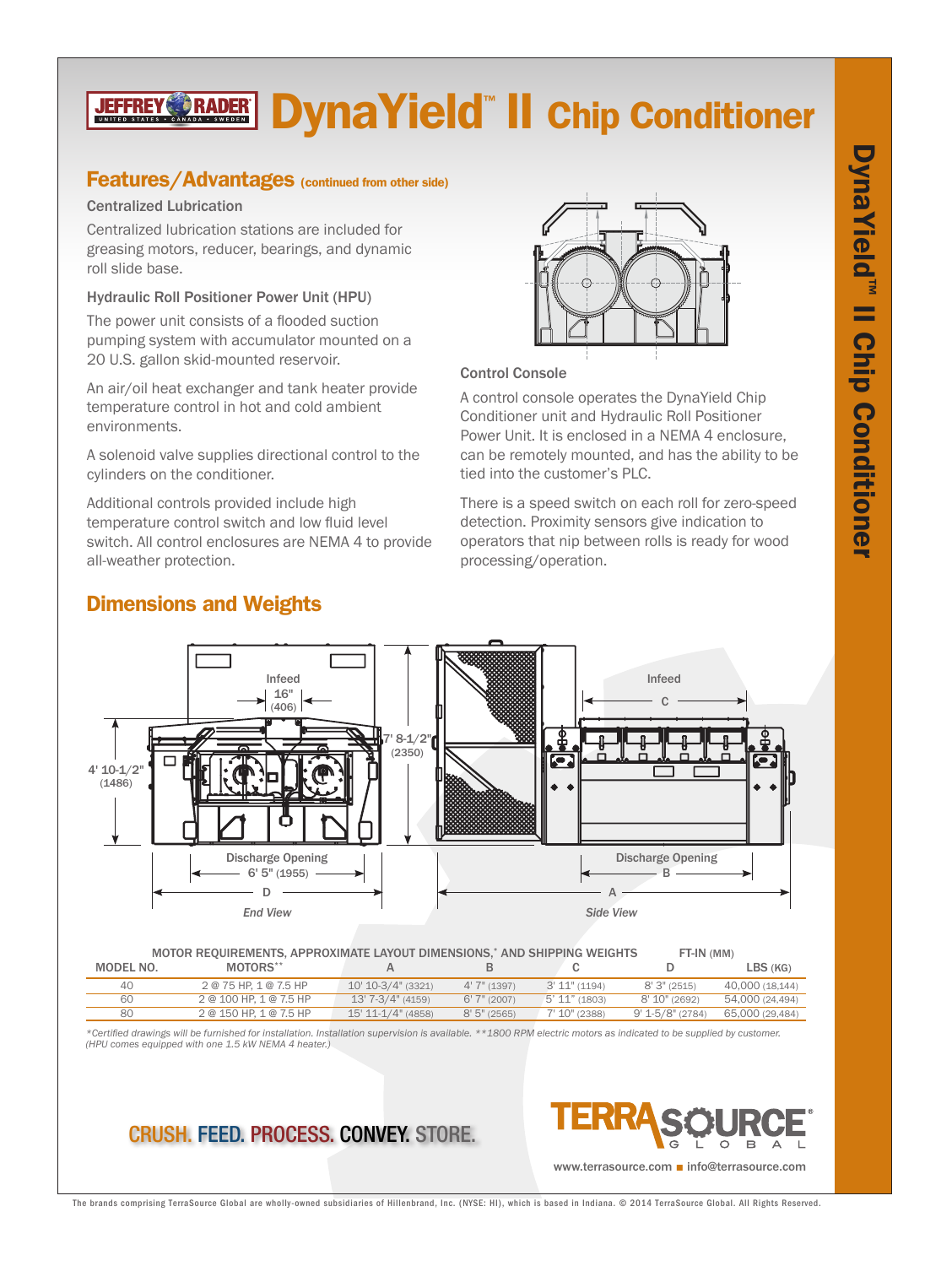# DynaYield™ II Chip Conditioner

## Features/Advantages (continued from other side)

**Centralized Lubrication**

Centralized lubrication stations are included for greasing motors, reducer, bearings, and dynamic roll slide base.

**Hydraulic Roll Positioner Power Unit (HPU)**

The power unit consists of a flooded suction pumping system with accumulator mounted on a 20 U.S. gallon skid-mounted reservoir.

An air/oil heat exchanger and tank heater provide temperature control in hot and cold ambient environments.

A solenoid valve supplies directional control to the cylinders on the conditioner.

Additional controls provided include high temperature control switch and low fluid level switch. All control enclosures are NEMA 4 to provide all-weather protection.

**Control Console**

A control console operates the DynaYield Chip Conditioner unit and Hydraulic Roll Positioner Power Unit. It is enclosed in a NEMA 4 enclosure, can be remotely mounted, and has the ability to be tied into the customer's PLC.

There is a speed switch on each roll for zero-speed detection. Proximity sensors give indication to operators that nip between rolls is ready for wood processing/operation.

## Dimensions and Weights

Infeed
16" (406)
4' 10-1/2" (1486)
7' 8-1/2" (2350)
Discharge Opening
6' 5" (1955)
D
End View

Infeed
C
Discharge Opening
B
A
Side View

MOTOR REQUIREMENTS, APPROXIMATE LAYOUT DIMENSIONS,* AND SHIPPING WEIGHTS — FT-IN (MM)

| MODEL NO. | MOTORS** | A | B | C | D | LBS (KG) |
|---|---|---|---|---|---|---|
| 40 | 2 @ 75 HP, 1 @ 7.5 HP | 10' 10-3/4" (3321) | 4' 7" (1397) | 3' 11" (1194) | 8' 3" (2515) | 40,000 (18,144) |
| 60 | 2 @ 100 HP, 1 @ 7.5 HP | 13' 7-3/4" (4159) | 6' 7" (2007) | 5' 11" (1803) | 8' 10" (2692) | 54,000 (24,494) |
| 80 | 2 @ 150 HP, 1 @ 7.5 HP | 15' 11-1/4" (4858) | 8' 5" (2565) | 7' 10" (2388) | 9' 1-5/8" (2784) | 65,000 (29,484) |

*Certified drawings will be furnished for installation. Installation supervision is available. **1800 RPM electric motors as indicated to be supplied by customer. (HPU comes equipped with one 1.5 kW NEMA 4 heater.)*

CRUSH. FEED. PROCESS. CONVEY. STORE.

TERRASOURCE GLOBAL

www.terrasource.com ■ info@terrasource.com

The brands comprising TerraSource Global are wholly-owned subsidiaries of Hillenbrand, Inc. (NYSE: HI), which is based in Indiana. © 2014 TerraSource Global. All Rights Reserved.